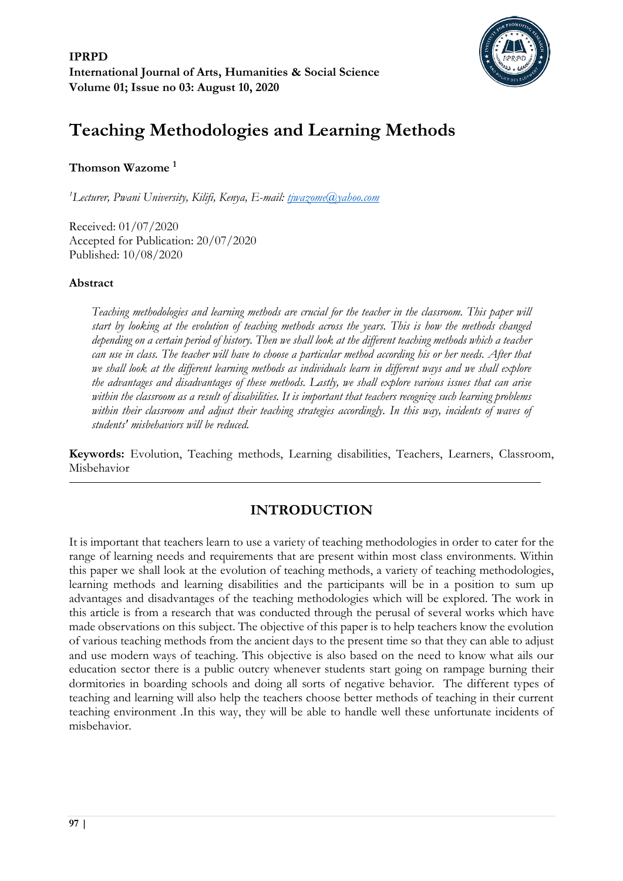**IPRPD**
**International Journal of Arts, Humanities & Social Science**
**Volume 01; Issue no 03: August 10, 2020**

# Teaching Methodologies and Learning Methods

**Thomson Wazome** [1]

[1]*Lecturer, Pwani University, Kilifi, Kenya, E-mail: tjwazome@yahoo.com*

Received: 01/07/2020
Accepted for Publication: 20/07/2020
Published: 10/08/2020

### Abstract

*Teaching methodologies and learning methods are crucial for the teacher in the classroom. This paper will start by looking at the evolution of teaching methods across the years. This is how the methods changed depending on a certain period of history. Then we shall look at the different teaching methods which a teacher can use in class. The teacher will have to choose a particular method according his or her needs. After that we shall look at the different learning methods as individuals learn in different ways and we shall explore the advantages and disadvantages of these methods. Lastly, we shall explore various issues that can arise within the classroom as a result of disabilities. It is important that teachers recognize such learning problems within their classroom and adjust their teaching strategies accordingly. In this way, incidents of waves of students' misbehaviors will be reduced.*

**Keywords:** Evolution, Teaching methods, Learning disabilities, Teachers, Learners, Classroom, Misbehavior

## INTRODUCTION

It is important that teachers learn to use a variety of teaching methodologies in order to cater for the range of learning needs and requirements that are present within most class environments. Within this paper we shall look at the evolution of teaching methods, a variety of teaching methodologies, learning methods and learning disabilities and the participants will be in a position to sum up advantages and disadvantages of the teaching methodologies which will be explored. The work in this article is from a research that was conducted through the perusal of several works which have made observations on this subject. The objective of this paper is to help teachers know the evolution of various teaching methods from the ancient days to the present time so that they can able to adjust and use modern ways of teaching. This objective is also based on the need to know what ails our education sector there is a public outcry whenever students start going on rampage burning their dormitories in boarding schools and doing all sorts of negative behavior. The different types of teaching and learning will also help the teachers choose better methods of teaching in their current teaching environment .In this way, they will be able to handle well these unfortunate incidents of misbehavior.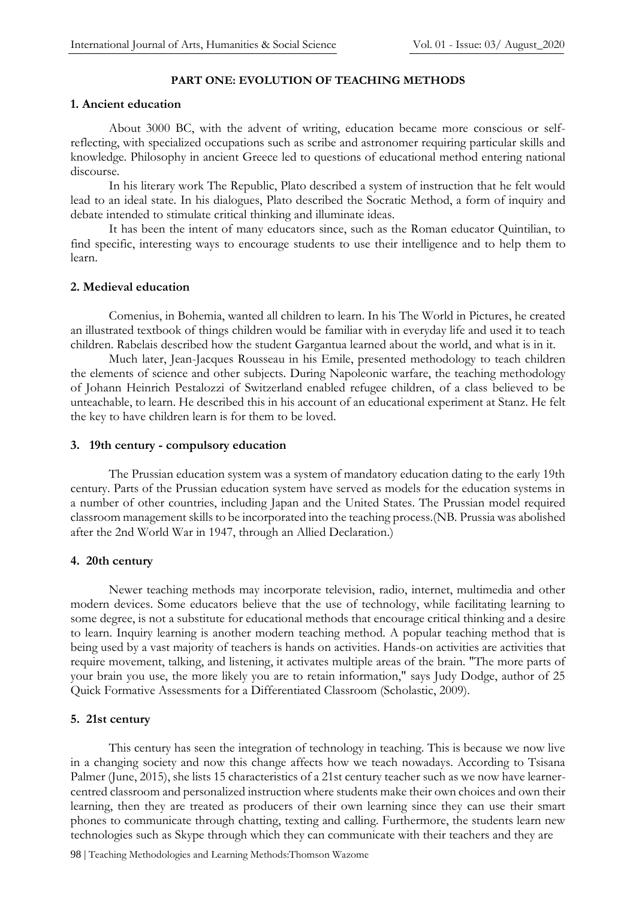## PART ONE: EVOLUTION OF TEACHING METHODS

### 1. Ancient education

About 3000 BC, with the advent of writing, education became more conscious or self-reflecting, with specialized occupations such as scribe and astronomer requiring particular skills and knowledge. Philosophy in ancient Greece led to questions of educational method entering national discourse.

In his literary work The Republic, Plato described a system of instruction that he felt would lead to an ideal state. In his dialogues, Plato described the Socratic Method, a form of inquiry and debate intended to stimulate critical thinking and illuminate ideas.

It has been the intent of many educators since, such as the Roman educator Quintilian, to find specific, interesting ways to encourage students to use their intelligence and to help them to learn.

### 2. Medieval education

Comenius, in Bohemia, wanted all children to learn. In his The World in Pictures, he created an illustrated textbook of things children would be familiar with in everyday life and used it to teach children. Rabelais described how the student Gargantua learned about the world, and what is in it.

Much later, Jean-Jacques Rousseau in his Emile, presented methodology to teach children the elements of science and other subjects. During Napoleonic warfare, the teaching methodology of Johann Heinrich Pestalozzi of Switzerland enabled refugee children, of a class believed to be unteachable, to learn. He described this in his account of an educational experiment at Stanz. He felt the key to have children learn is for them to be loved.

### 3. 19th century - compulsory education

The Prussian education system was a system of mandatory education dating to the early 19th century. Parts of the Prussian education system have served as models for the education systems in a number of other countries, including Japan and the United States. The Prussian model required classroom management skills to be incorporated into the teaching process.(NB. Prussia was abolished after the 2nd World War in 1947, through an Allied Declaration.)

### 4. 20th century

Newer teaching methods may incorporate television, radio, internet, multimedia and other modern devices. Some educators believe that the use of technology, while facilitating learning to some degree, is not a substitute for educational methods that encourage critical thinking and a desire to learn. Inquiry learning is another modern teaching method. A popular teaching method that is being used by a vast majority of teachers is hands on activities. Hands-on activities are activities that require movement, talking, and listening, it activates multiple areas of the brain. "The more parts of your brain you use, the more likely you are to retain information," says Judy Dodge, author of 25 Quick Formative Assessments for a Differentiated Classroom (Scholastic, 2009).

### 5. 21st century

This century has seen the integration of technology in teaching. This is because we now live in a changing society and now this change affects how we teach nowadays. According to Tsisana Palmer (June, 2015), she lists 15 characteristics of a 21st century teacher such as we now have learner-centred classroom and personalized instruction where students make their own choices and own their learning, then they are treated as producers of their own learning since they can use their smart phones to communicate through chatting, texting and calling. Furthermore, the students learn new technologies such as Skype through which they can communicate with their teachers and they are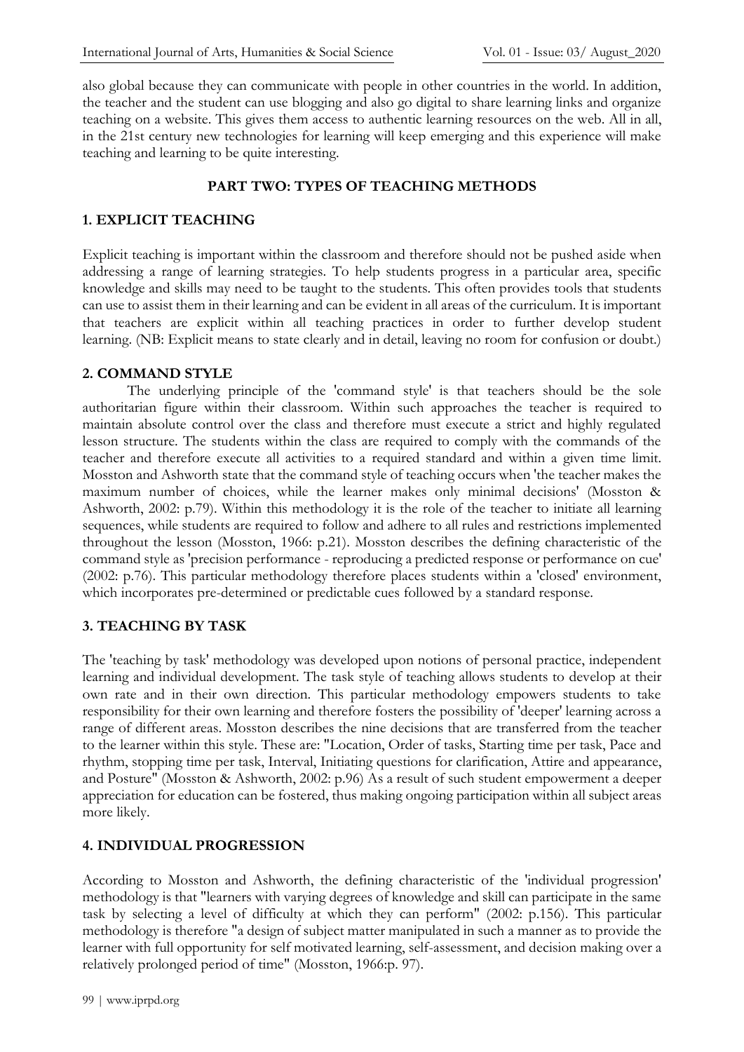also global because they can communicate with people in other countries in the world. In addition, the teacher and the student can use blogging and also go digital to share learning links and organize teaching on a website. This gives them access to authentic learning resources on the web. All in all, in the 21st century new technologies for learning will keep emerging and this experience will make teaching and learning to be quite interesting.

## PART TWO: TYPES OF TEACHING METHODS

### 1. EXPLICIT TEACHING

Explicit teaching is important within the classroom and therefore should not be pushed aside when addressing a range of learning strategies. To help students progress in a particular area, specific knowledge and skills may need to be taught to the students. This often provides tools that students can use to assist them in their learning and can be evident in all areas of the curriculum. It is important that teachers are explicit within all teaching practices in order to further develop student learning. (NB: Explicit means to state clearly and in detail, leaving no room for confusion or doubt.)

### 2. COMMAND STYLE

The underlying principle of the 'command style' is that teachers should be the sole authoritarian figure within their classroom. Within such approaches the teacher is required to maintain absolute control over the class and therefore must execute a strict and highly regulated lesson structure. The students within the class are required to comply with the commands of the teacher and therefore execute all activities to a required standard and within a given time limit. Mosston and Ashworth state that the command style of teaching occurs when 'the teacher makes the maximum number of choices, while the learner makes only minimal decisions' (Mosston & Ashworth, 2002: p.79). Within this methodology it is the role of the teacher to initiate all learning sequences, while students are required to follow and adhere to all rules and restrictions implemented throughout the lesson (Mosston, 1966: p.21). Mosston describes the defining characteristic of the command style as 'precision performance - reproducing a predicted response or performance on cue' (2002: p.76). This particular methodology therefore places students within a 'closed' environment, which incorporates pre-determined or predictable cues followed by a standard response.

### 3. TEACHING BY TASK

The 'teaching by task' methodology was developed upon notions of personal practice, independent learning and individual development. The task style of teaching allows students to develop at their own rate and in their own direction. This particular methodology empowers students to take responsibility for their own learning and therefore fosters the possibility of 'deeper' learning across a range of different areas. Mosston describes the nine decisions that are transferred from the teacher to the learner within this style. These are: "Location, Order of tasks, Starting time per task, Pace and rhythm, stopping time per task, Interval, Initiating questions for clarification, Attire and appearance, and Posture" (Mosston & Ashworth, 2002: p.96) As a result of such student empowerment a deeper appreciation for education can be fostered, thus making ongoing participation within all subject areas more likely.

### 4. INDIVIDUAL PROGRESSION

According to Mosston and Ashworth, the defining characteristic of the 'individual progression' methodology is that "learners with varying degrees of knowledge and skill can participate in the same task by selecting a level of difficulty at which they can perform" (2002: p.156). This particular methodology is therefore "a design of subject matter manipulated in such a manner as to provide the learner with full opportunity for self motivated learning, self-assessment, and decision making over a relatively prolonged period of time" (Mosston, 1966:p. 97).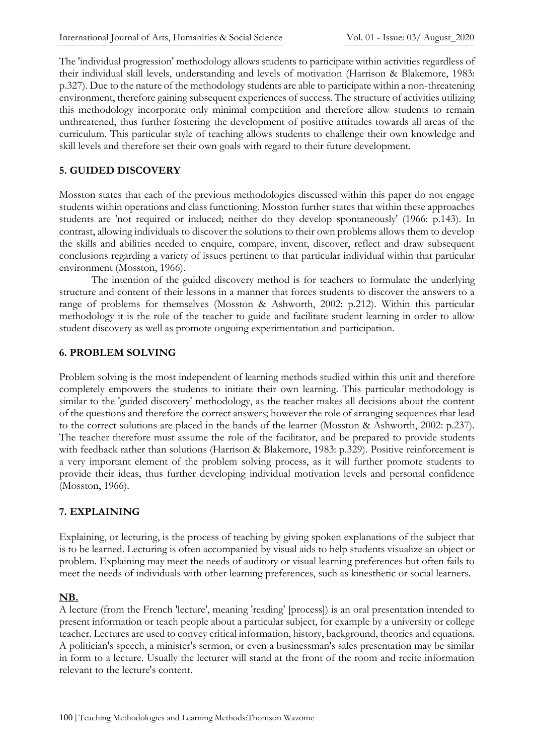The 'individual progression' methodology allows students to participate within activities regardless of their individual skill levels, understanding and levels of motivation (Harrison & Blakemore, 1983: p.327). Due to the nature of the methodology students are able to participate within a non-threatening environment, therefore gaining subsequent experiences of success. The structure of activities utilizing this methodology incorporate only minimal competition and therefore allow students to remain unthreatened, thus further fostering the development of positive attitudes towards all areas of the curriculum. This particular style of teaching allows students to challenge their own knowledge and skill levels and therefore set their own goals with regard to their future development.

## 5. GUIDED DISCOVERY

Mosston states that each of the previous methodologies discussed within this paper do not engage students within operations and class functioning. Mosston further states that within these approaches students are 'not required or induced; neither do they develop spontaneously' (1966: p.143). In contrast, allowing individuals to discover the solutions to their own problems allows them to develop the skills and abilities needed to enquire, compare, invent, discover, reflect and draw subsequent conclusions regarding a variety of issues pertinent to that particular individual within that particular environment (Mosston, 1966).

The intention of the guided discovery method is for teachers to formulate the underlying structure and content of their lessons in a manner that forces students to discover the answers to a range of problems for themselves (Mosston & Ashworth, 2002: p.212). Within this particular methodology it is the role of the teacher to guide and facilitate student learning in order to allow student discovery as well as promote ongoing experimentation and participation.

## 6. PROBLEM SOLVING

Problem solving is the most independent of learning methods studied within this unit and therefore completely empowers the students to initiate their own learning. This particular methodology is similar to the 'guided discovery' methodology, as the teacher makes all decisions about the content of the questions and therefore the correct answers; however the role of arranging sequences that lead to the correct solutions are placed in the hands of the learner (Mosston & Ashworth, 2002: p.237). The teacher therefore must assume the role of the facilitator, and be prepared to provide students with feedback rather than solutions (Harrison & Blakemore, 1983: p.329). Positive reinforcement is a very important element of the problem solving process, as it will further promote students to provide their ideas, thus further developing individual motivation levels and personal confidence (Mosston, 1966).

## 7. EXPLAINING

Explaining, or lecturing, is the process of teaching by giving spoken explanations of the subject that is to be learned. Lecturing is often accompanied by visual aids to help students visualize an object or problem. Explaining may meet the needs of auditory or visual learning preferences but often fails to meet the needs of individuals with other learning preferences, such as kinesthetic or social learners.

**NB.**

A lecture (from the French 'lecture', meaning 'reading' [process]) is an oral presentation intended to present information or teach people about a particular subject, for example by a university or college teacher. Lectures are used to convey critical information, history, background, theories and equations. A politician's speech, a minister's sermon, or even a businessman's sales presentation may be similar in form to a lecture. Usually the lecturer will stand at the front of the room and recite information relevant to the lecture's content.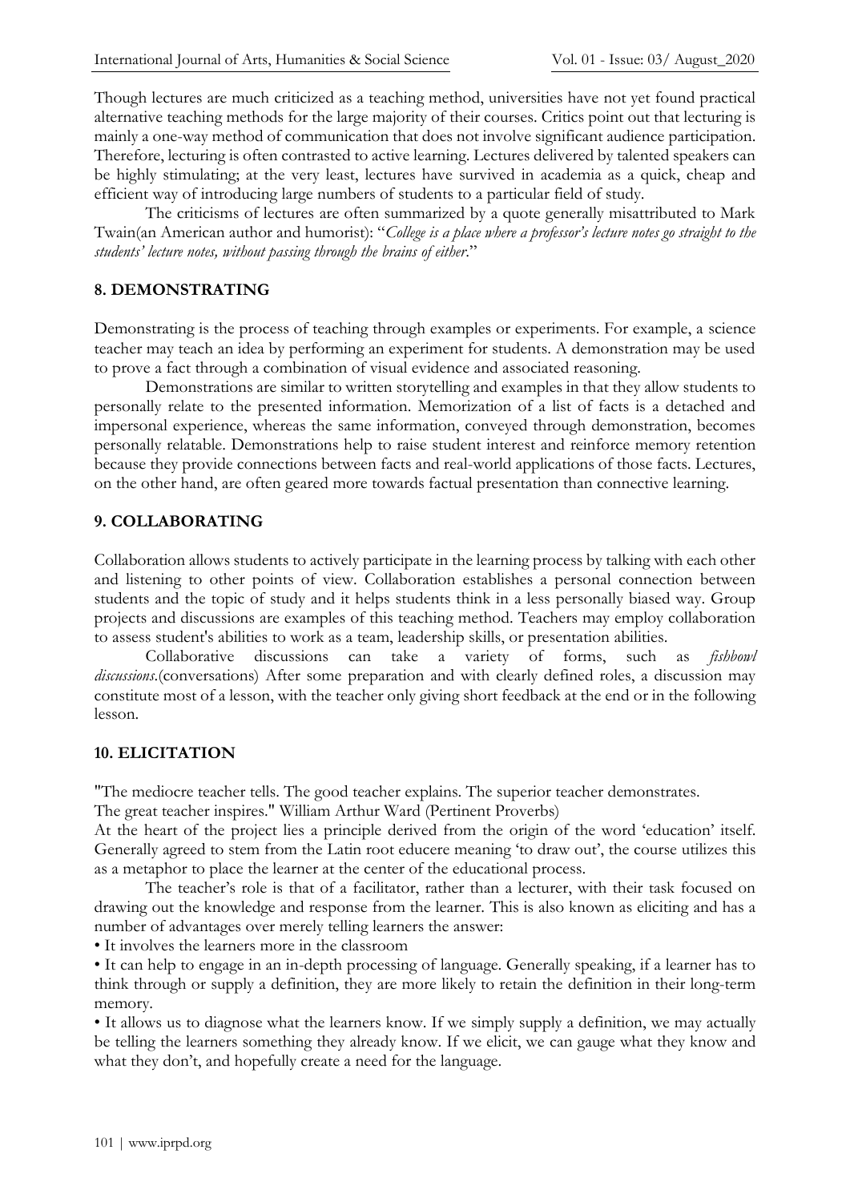Though lectures are much criticized as a teaching method, universities have not yet found practical alternative teaching methods for the large majority of their courses. Critics point out that lecturing is mainly a one-way method of communication that does not involve significant audience participation. Therefore, lecturing is often contrasted to active learning. Lectures delivered by talented speakers can be highly stimulating; at the very least, lectures have survived in academia as a quick, cheap and efficient way of introducing large numbers of students to a particular field of study.

The criticisms of lectures are often summarized by a quote generally misattributed to Mark Twain(an American author and humorist): "*College is a place where a professor's lecture notes go straight to the students' lecture notes, without passing through the brains of either*."

## 8. DEMONSTRATING

Demonstrating is the process of teaching through examples or experiments. For example, a science teacher may teach an idea by performing an experiment for students. A demonstration may be used to prove a fact through a combination of visual evidence and associated reasoning.

Demonstrations are similar to written storytelling and examples in that they allow students to personally relate to the presented information. Memorization of a list of facts is a detached and impersonal experience, whereas the same information, conveyed through demonstration, becomes personally relatable. Demonstrations help to raise student interest and reinforce memory retention because they provide connections between facts and real-world applications of those facts. Lectures, on the other hand, are often geared more towards factual presentation than connective learning.

## 9. COLLABORATING

Collaboration allows students to actively participate in the learning process by talking with each other and listening to other points of view. Collaboration establishes a personal connection between students and the topic of study and it helps students think in a less personally biased way. Group projects and discussions are examples of this teaching method. Teachers may employ collaboration to assess student's abilities to work as a team, leadership skills, or presentation abilities.

Collaborative discussions can take a variety of forms, such as *fishbowl discussions*.(conversations) After some preparation and with clearly defined roles, a discussion may constitute most of a lesson, with the teacher only giving short feedback at the end or in the following lesson.

## 10. ELICITATION

"The mediocre teacher tells. The good teacher explains. The superior teacher demonstrates.
The great teacher inspires." William Arthur Ward (Pertinent Proverbs)

At the heart of the project lies a principle derived from the origin of the word 'education' itself. Generally agreed to stem from the Latin root educere meaning 'to draw out', the course utilizes this as a metaphor to place the learner at the center of the educational process.

The teacher's role is that of a facilitator, rather than a lecturer, with their task focused on drawing out the knowledge and response from the learner. This is also known as eliciting and has a number of advantages over merely telling learners the answer:

- It involves the learners more in the classroom
- It can help to engage in an in-depth processing of language. Generally speaking, if a learner has to think through or supply a definition, they are more likely to retain the definition in their long-term memory.
- It allows us to diagnose what the learners know. If we simply supply a definition, we may actually be telling the learners something they already know. If we elicit, we can gauge what they know and what they don't, and hopefully create a need for the language.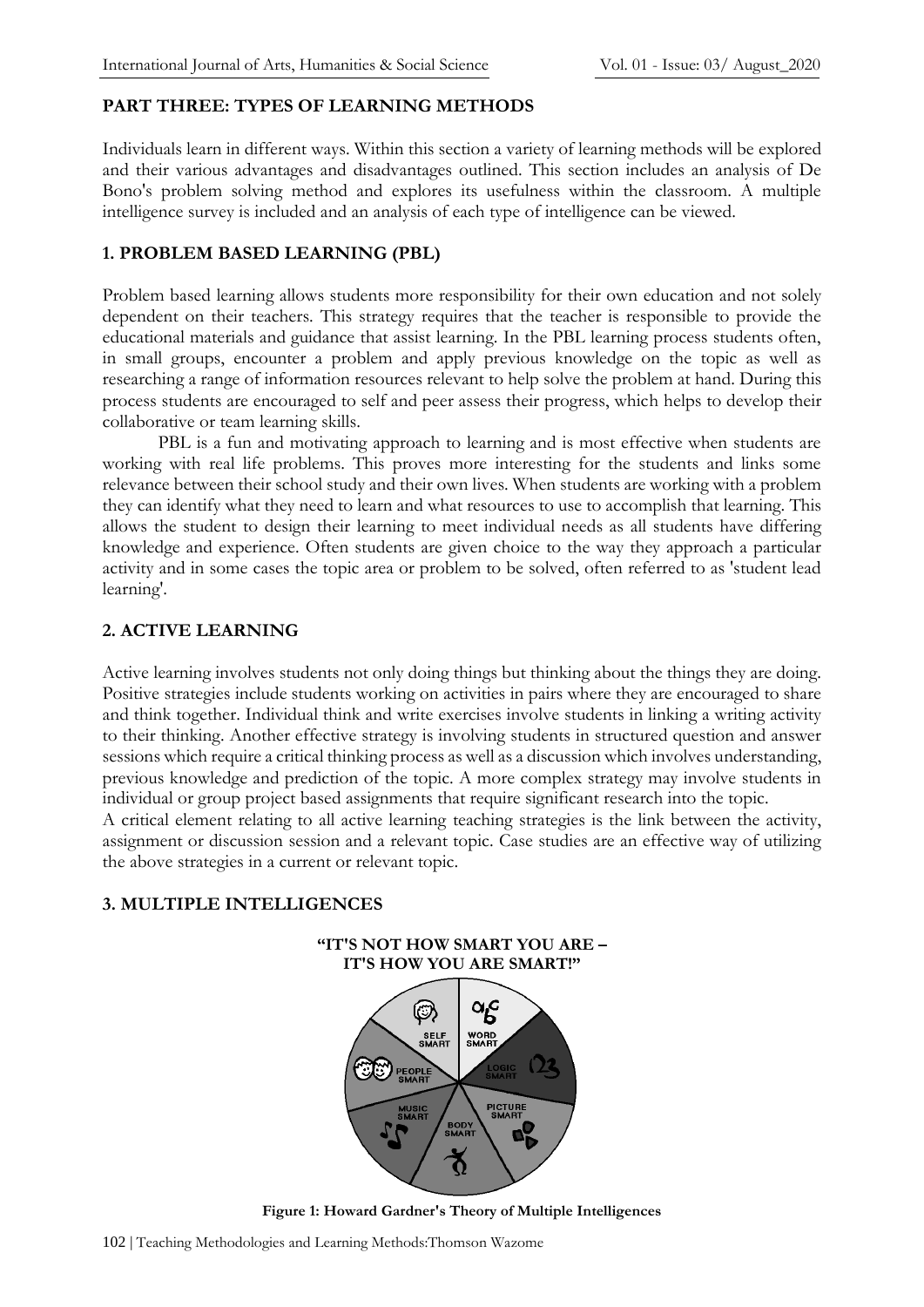## PART THREE: TYPES OF LEARNING METHODS

Individuals learn in different ways. Within this section a variety of learning methods will be explored and their various advantages and disadvantages outlined. This section includes an analysis of De Bono's problem solving method and explores its usefulness within the classroom. A multiple intelligence survey is included and an analysis of each type of intelligence can be viewed.

### 1. PROBLEM BASED LEARNING (PBL)

Problem based learning allows students more responsibility for their own education and not solely dependent on their teachers. This strategy requires that the teacher is responsible to provide the educational materials and guidance that assist learning. In the PBL learning process students often, in small groups, encounter a problem and apply previous knowledge on the topic as well as researching a range of information resources relevant to help solve the problem at hand. During this process students are encouraged to self and peer assess their progress, which helps to develop their collaborative or team learning skills.

PBL is a fun and motivating approach to learning and is most effective when students are working with real life problems. This proves more interesting for the students and links some relevance between their school study and their own lives. When students are working with a problem they can identify what they need to learn and what resources to use to accomplish that learning. This allows the student to design their learning to meet individual needs as all students have differing knowledge and experience. Often students are given choice to the way they approach a particular activity and in some cases the topic area or problem to be solved, often referred to as 'student lead learning'.

### 2. ACTIVE LEARNING

Active learning involves students not only doing things but thinking about the things they are doing. Positive strategies include students working on activities in pairs where they are encouraged to share and think together. Individual think and write exercises involve students in linking a writing activity to their thinking. Another effective strategy is involving students in structured question and answer sessions which require a critical thinking process as well as a discussion which involves understanding, previous knowledge and prediction of the topic. A more complex strategy may involve students in individual or group project based assignments that require significant research into the topic.

A critical element relating to all active learning teaching strategies is the link between the activity, assignment or discussion session and a relevant topic. Case studies are an effective way of utilizing the above strategies in a current or relevant topic.

### 3. MULTIPLE INTELLIGENCES

**"IT'S NOT HOW SMART YOU ARE – IT'S HOW YOU ARE SMART!"**

SELF SMART, WORD SMART, LOGIC SMART, PICTURE SMART, BODY SMART, MUSIC SMART, PEOPLE SMART

**Figure 1: Howard Gardner's Theory of Multiple Intelligences**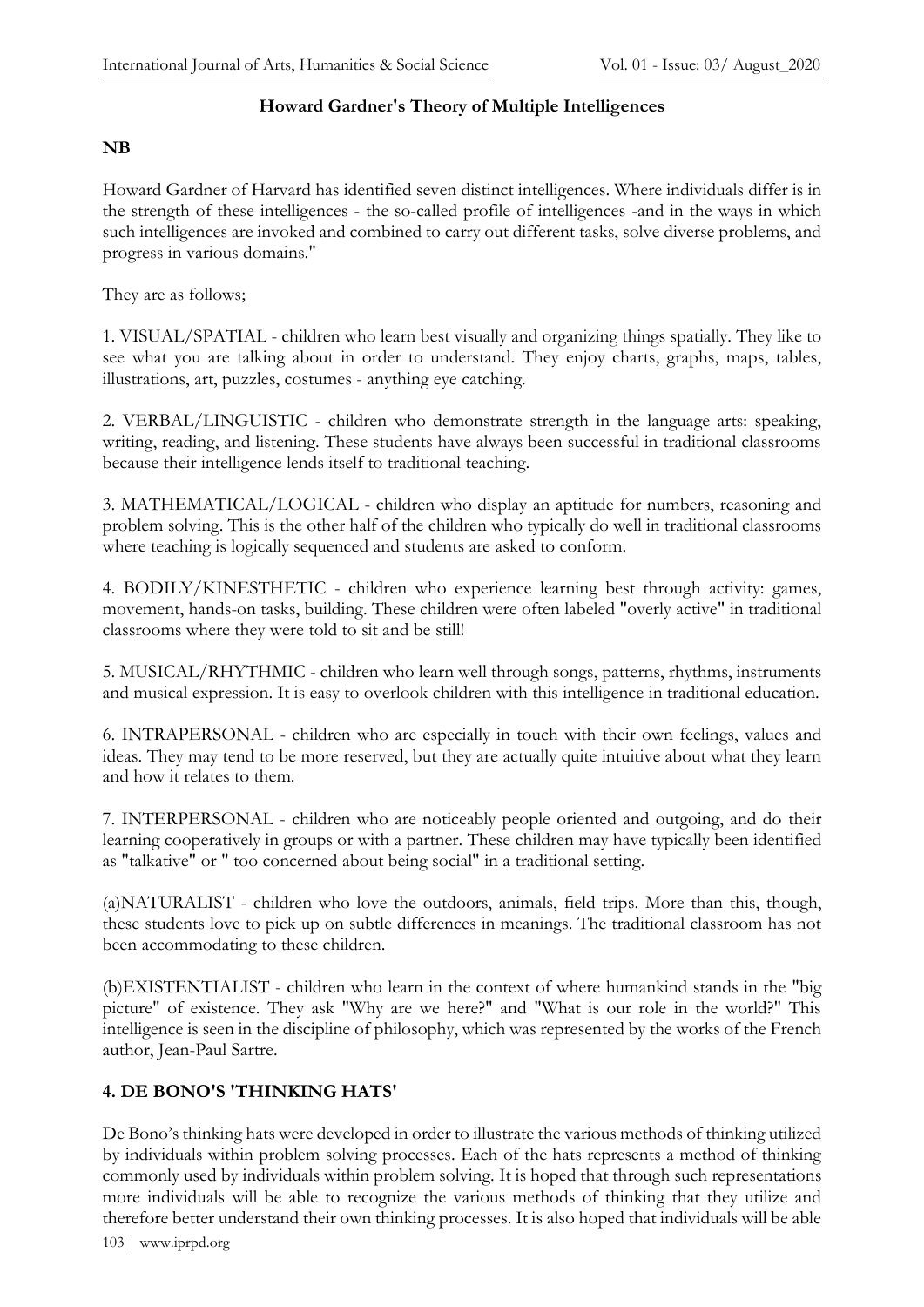**Howard Gardner's Theory of Multiple Intelligences**

**NB**

Howard Gardner of Harvard has identified seven distinct intelligences. Where individuals differ is in the strength of these intelligences - the so-called profile of intelligences -and in the ways in which such intelligences are invoked and combined to carry out different tasks, solve diverse problems, and progress in various domains."

They are as follows;

1. VISUAL/SPATIAL - children who learn best visually and organizing things spatially. They like to see what you are talking about in order to understand. They enjoy charts, graphs, maps, tables, illustrations, art, puzzles, costumes - anything eye catching.

2. VERBAL/LINGUISTIC - children who demonstrate strength in the language arts: speaking, writing, reading, and listening. These students have always been successful in traditional classrooms because their intelligence lends itself to traditional teaching.

3. MATHEMATICAL/LOGICAL - children who display an aptitude for numbers, reasoning and problem solving. This is the other half of the children who typically do well in traditional classrooms where teaching is logically sequenced and students are asked to conform.

4. BODILY/KINESTHETIC - children who experience learning best through activity: games, movement, hands-on tasks, building. These children were often labeled "overly active" in traditional classrooms where they were told to sit and be still!

5. MUSICAL/RHYTHMIC - children who learn well through songs, patterns, rhythms, instruments and musical expression. It is easy to overlook children with this intelligence in traditional education.

6. INTRAPERSONAL - children who are especially in touch with their own feelings, values and ideas. They may tend to be more reserved, but they are actually quite intuitive about what they learn and how it relates to them.

7. INTERPERSONAL - children who are noticeably people oriented and outgoing, and do their learning cooperatively in groups or with a partner. These children may have typically been identified as "talkative" or " too concerned about being social" in a traditional setting.

(a)NATURALIST - children who love the outdoors, animals, field trips. More than this, though, these students love to pick up on subtle differences in meanings. The traditional classroom has not been accommodating to these children.

(b)EXISTENTIALIST - children who learn in the context of where humankind stands in the "big picture" of existence. They ask "Why are we here?" and "What is our role in the world?" This intelligence is seen in the discipline of philosophy, which was represented by the works of the French author, Jean-Paul Sartre.

## 4. DE BONO'S 'THINKING HATS'

De Bono's thinking hats were developed in order to illustrate the various methods of thinking utilized by individuals within problem solving processes. Each of the hats represents a method of thinking commonly used by individuals within problem solving. It is hoped that through such representations more individuals will be able to recognize the various methods of thinking that they utilize and therefore better understand their own thinking processes. It is also hoped that individuals will be able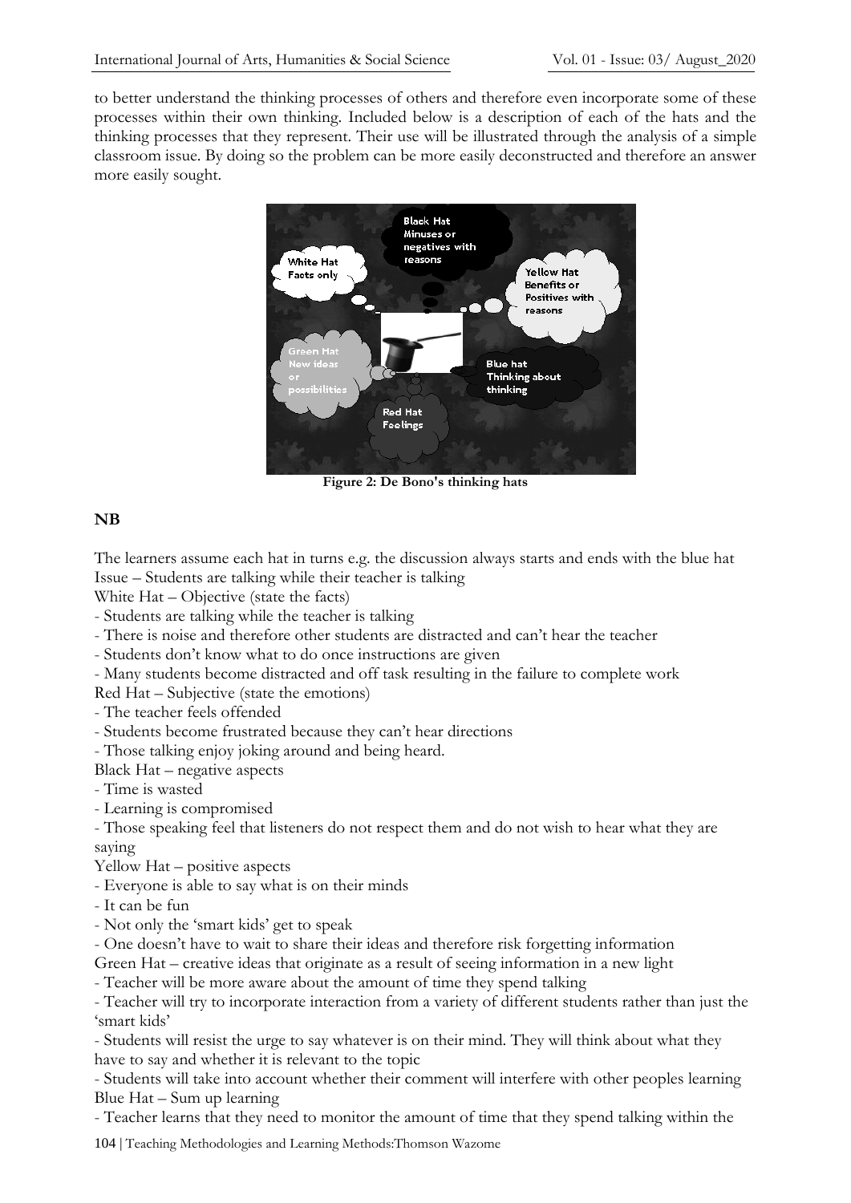to better understand the thinking processes of others and therefore even incorporate some of these processes within their own thinking. Included below is a description of each of the hats and the thinking processes that they represent. Their use will be illustrated through the analysis of a simple classroom issue. By doing so the problem can be more easily deconstructed and therefore an answer more easily sought.

**Figure 2: De Bono's thinking hats**

**NB**

The learners assume each hat in turns e.g. the discussion always starts and ends with the blue hat

Issue – Students are talking while their teacher is talking

White Hat – Objective (state the facts)

- Students are talking while the teacher is talking
- There is noise and therefore other students are distracted and can't hear the teacher
- Students don't know what to do once instructions are given
- Many students become distracted and off task resulting in the failure to complete work

Red Hat – Subjective (state the emotions)

- The teacher feels offended
- Students become frustrated because they can't hear directions
- Those talking enjoy joking around and being heard.

Black Hat – negative aspects

- Time is wasted
- Learning is compromised
- Those speaking feel that listeners do not respect them and do not wish to hear what they are saying

Yellow Hat – positive aspects

- Everyone is able to say what is on their minds
- It can be fun
- Not only the 'smart kids' get to speak
- One doesn't have to wait to share their ideas and therefore risk forgetting information

Green Hat – creative ideas that originate as a result of seeing information in a new light

- Teacher will be more aware about the amount of time they spend talking
- Teacher will try to incorporate interaction from a variety of different students rather than just the 'smart kids'
- Students will resist the urge to say whatever is on their mind. They will think about what they have to say and whether it is relevant to the topic
- Students will take into account whether their comment will interfere with other peoples learning

Blue Hat – Sum up learning

- Teacher learns that they need to monitor the amount of time that they spend talking within the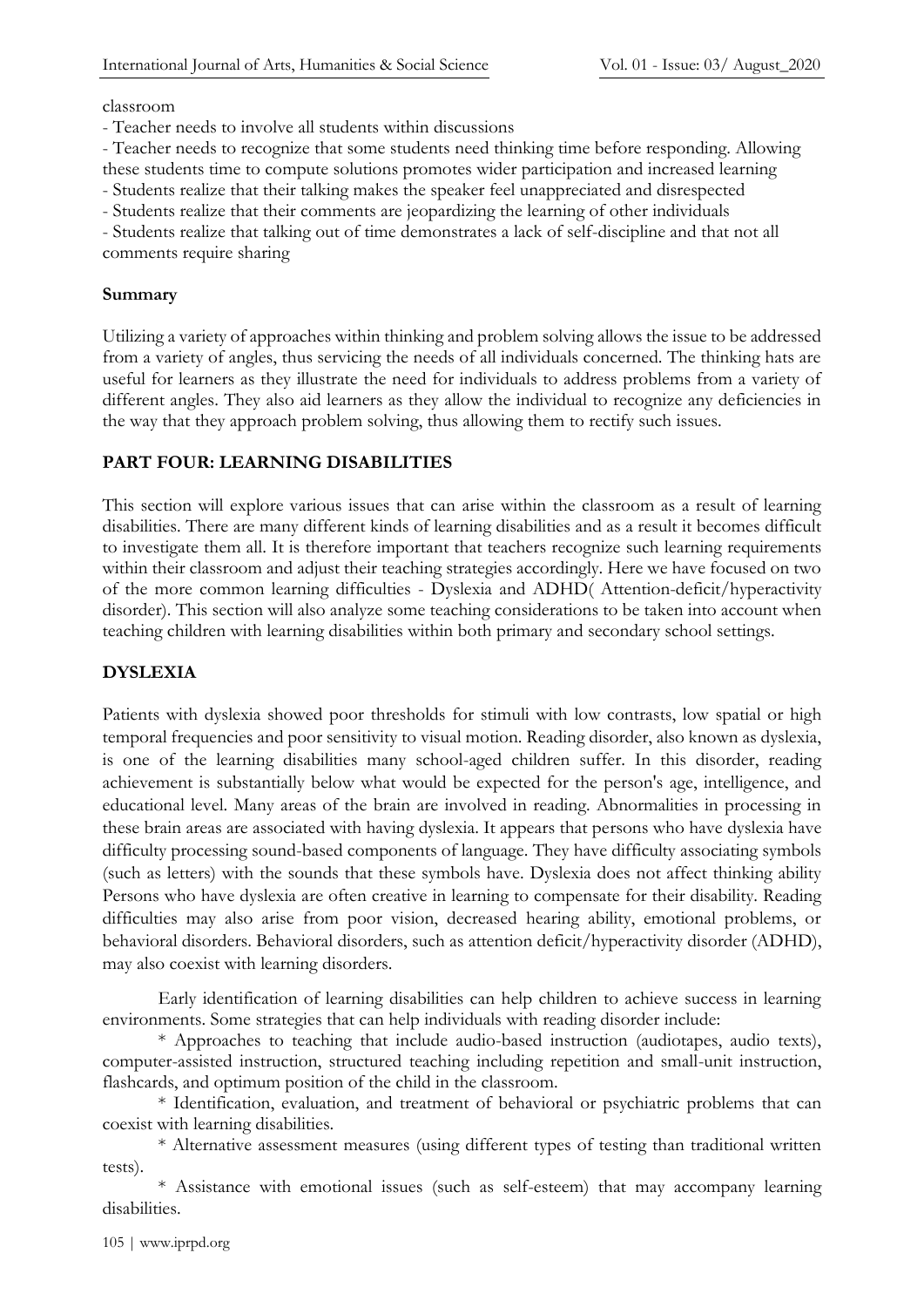classroom

- Teacher needs to involve all students within discussions
- Teacher needs to recognize that some students need thinking time before responding. Allowing these students time to compute solutions promotes wider participation and increased learning
- Students realize that their talking makes the speaker feel unappreciated and disrespected
- Students realize that their comments are jeopardizing the learning of other individuals
- Students realize that talking out of time demonstrates a lack of self-discipline and that not all comments require sharing

**Summary**

Utilizing a variety of approaches within thinking and problem solving allows the issue to be addressed from a variety of angles, thus servicing the needs of all individuals concerned. The thinking hats are useful for learners as they illustrate the need for individuals to address problems from a variety of different angles. They also aid learners as they allow the individual to recognize any deficiencies in the way that they approach problem solving, thus allowing them to rectify such issues.

## PART FOUR: LEARNING DISABILITIES

This section will explore various issues that can arise within the classroom as a result of learning disabilities. There are many different kinds of learning disabilities and as a result it becomes difficult to investigate them all. It is therefore important that teachers recognize such learning requirements within their classroom and adjust their teaching strategies accordingly. Here we have focused on two of the more common learning difficulties - Dyslexia and ADHD( Attention-deficit/hyperactivity disorder). This section will also analyze some teaching considerations to be taken into account when teaching children with learning disabilities within both primary and secondary school settings.

### DYSLEXIA

Patients with dyslexia showed poor thresholds for stimuli with low contrasts, low spatial or high temporal frequencies and poor sensitivity to visual motion. Reading disorder, also known as dyslexia, is one of the learning disabilities many school-aged children suffer. In this disorder, reading achievement is substantially below what would be expected for the person's age, intelligence, and educational level. Many areas of the brain are involved in reading. Abnormalities in processing in these brain areas are associated with having dyslexia. It appears that persons who have dyslexia have difficulty processing sound-based components of language. They have difficulty associating symbols (such as letters) with the sounds that these symbols have. Dyslexia does not affect thinking ability Persons who have dyslexia are often creative in learning to compensate for their disability. Reading difficulties may also arise from poor vision, decreased hearing ability, emotional problems, or behavioral disorders. Behavioral disorders, such as attention deficit/hyperactivity disorder (ADHD), may also coexist with learning disorders.

Early identification of learning disabilities can help children to achieve success in learning environments. Some strategies that can help individuals with reading disorder include:

* Approaches to teaching that include audio-based instruction (audiotapes, audio texts), computer-assisted instruction, structured teaching including repetition and small-unit instruction, flashcards, and optimum position of the child in the classroom.

* Identification, evaluation, and treatment of behavioral or psychiatric problems that can coexist with learning disabilities.

* Alternative assessment measures (using different types of testing than traditional written tests).

* Assistance with emotional issues (such as self-esteem) that may accompany learning disabilities.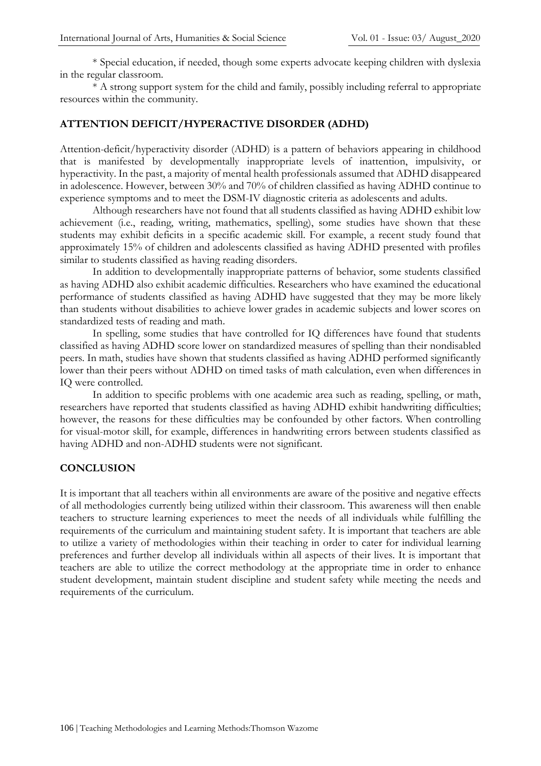* Special education, if needed, though some experts advocate keeping children with dyslexia in the regular classroom.

* A strong support system for the child and family, possibly including referral to appropriate resources within the community.

## ATTENTION DEFICIT/HYPERACTIVE DISORDER (ADHD)

Attention-deficit/hyperactivity disorder (ADHD) is a pattern of behaviors appearing in childhood that is manifested by developmentally inappropriate levels of inattention, impulsivity, or hyperactivity. In the past, a majority of mental health professionals assumed that ADHD disappeared in adolescence. However, between 30% and 70% of children classified as having ADHD continue to experience symptoms and to meet the DSM-IV diagnostic criteria as adolescents and adults.

Although researchers have not found that all students classified as having ADHD exhibit low achievement (i.e., reading, writing, mathematics, spelling), some studies have shown that these students may exhibit deficits in a specific academic skill. For example, a recent study found that approximately 15% of children and adolescents classified as having ADHD presented with profiles similar to students classified as having reading disorders.

In addition to developmentally inappropriate patterns of behavior, some students classified as having ADHD also exhibit academic difficulties. Researchers who have examined the educational performance of students classified as having ADHD have suggested that they may be more likely than students without disabilities to achieve lower grades in academic subjects and lower scores on standardized tests of reading and math.

In spelling, some studies that have controlled for IQ differences have found that students classified as having ADHD score lower on standardized measures of spelling than their nondisabled peers. In math, studies have shown that students classified as having ADHD performed significantly lower than their peers without ADHD on timed tasks of math calculation, even when differences in IQ were controlled.

In addition to specific problems with one academic area such as reading, spelling, or math, researchers have reported that students classified as having ADHD exhibit handwriting difficulties; however, the reasons for these difficulties may be confounded by other factors. When controlling for visual-motor skill, for example, differences in handwriting errors between students classified as having ADHD and non-ADHD students were not significant.

## CONCLUSION

It is important that all teachers within all environments are aware of the positive and negative effects of all methodologies currently being utilized within their classroom. This awareness will then enable teachers to structure learning experiences to meet the needs of all individuals while fulfilling the requirements of the curriculum and maintaining student safety. It is important that teachers are able to utilize a variety of methodologies within their teaching in order to cater for individual learning preferences and further develop all individuals within all aspects of their lives. It is important that teachers are able to utilize the correct methodology at the appropriate time in order to enhance student development, maintain student discipline and student safety while meeting the needs and requirements of the curriculum.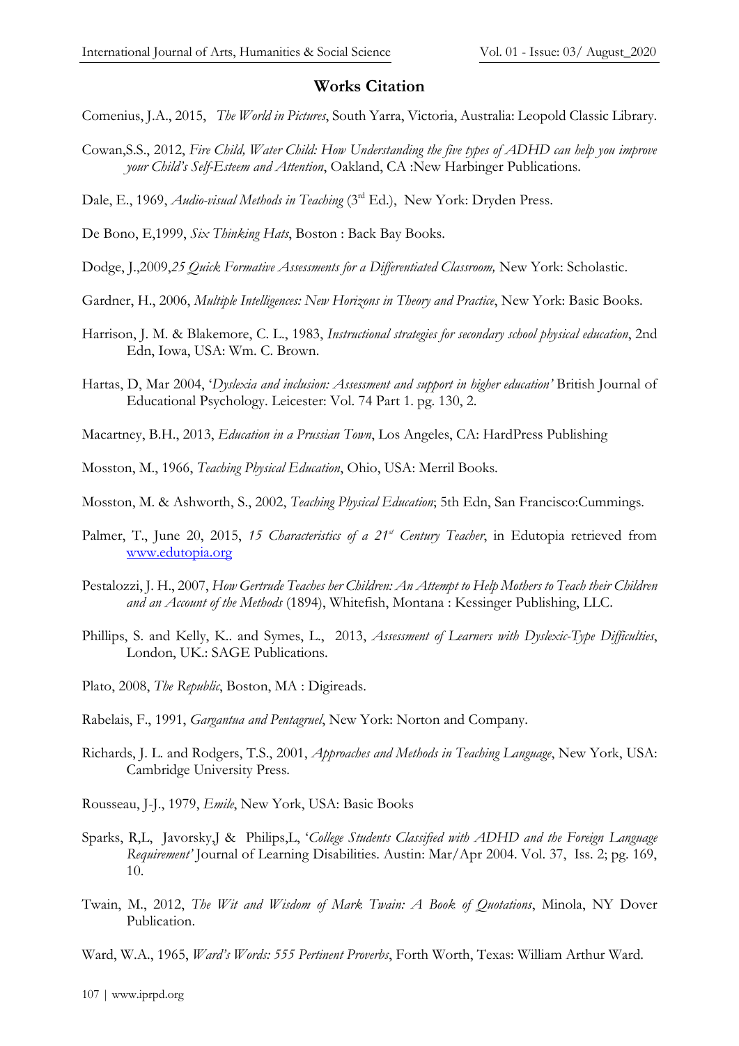## Works Citation

Comenius, J.A., 2015, *The World in Pictures*, South Yarra, Victoria, Australia: Leopold Classic Library.

Cowan,S.S., 2012, *Fire Child, Water Child: How Understanding the five types of ADHD can help you improve your Child's Self-Esteem and Attention*, Oakland, CA :New Harbinger Publications.

Dale, E., 1969, *Audio-visual Methods in Teaching* (3rd Ed.), New York: Dryden Press.

De Bono, E,1999, *Six Thinking Hats*, Boston : Back Bay Books.

Dodge, J.,2009,*25 Quick Formative Assessments for a Differentiated Classroom,* New York: Scholastic.

Gardner, H., 2006, *Multiple Intelligences: New Horizons in Theory and Practice*, New York: Basic Books.

Harrison, J. M. & Blakemore, C. L., 1983, *Instructional strategies for secondary school physical education*, 2nd Edn, Iowa, USA: Wm. C. Brown.

Hartas, D, Mar 2004, '*Dyslexia and inclusion: Assessment and support in higher education'* British Journal of Educational Psychology. Leicester: Vol. 74 Part 1. pg. 130, 2.

Macartney, B.H., 2013, *Education in a Prussian Town*, Los Angeles, CA: HardPress Publishing

Mosston, M., 1966, *Teaching Physical Education*, Ohio, USA: Merril Books.

Mosston, M. & Ashworth, S., 2002, *Teaching Physical Education*; 5th Edn, San Francisco:Cummings.

Palmer, T., June 20, 2015, *15 Characteristics of a 21st Century Teacher*, in Edutopia retrieved from www.edutopia.org

Pestalozzi, J. H., 2007, *How Gertrude Teaches her Children: An Attempt to Help Mothers to Teach their Children and an Account of the Methods* (1894), Whitefish, Montana : Kessinger Publishing, LLC.

Phillips, S. and Kelly, K.. and Symes, L., 2013, *Assessment of Learners with Dyslexic-Type Difficulties*, London, UK.: SAGE Publications.

Plato, 2008, *The Republic*, Boston, MA : Digireads.

Rabelais, F., 1991, *Gargantua and Pentagruel*, New York: Norton and Company.

Richards, J. L. and Rodgers, T.S., 2001, *Approaches and Methods in Teaching Language*, New York, USA: Cambridge University Press.

Rousseau, J-J., 1979, *Emile*, New York, USA: Basic Books

Sparks, R,L, Javorsky,J & Philips,L, '*College Students Classified with ADHD and the Foreign Language Requirement'* Journal of Learning Disabilities. Austin: Mar/Apr 2004. Vol. 37, Iss. 2; pg. 169, 10.

Twain, M., 2012, *The Wit and Wisdom of Mark Twain: A Book of Quotations*, Minola, NY Dover Publication.

Ward, W.A., 1965, *Ward's Words: 555 Pertinent Proverbs*, Forth Worth, Texas: William Arthur Ward.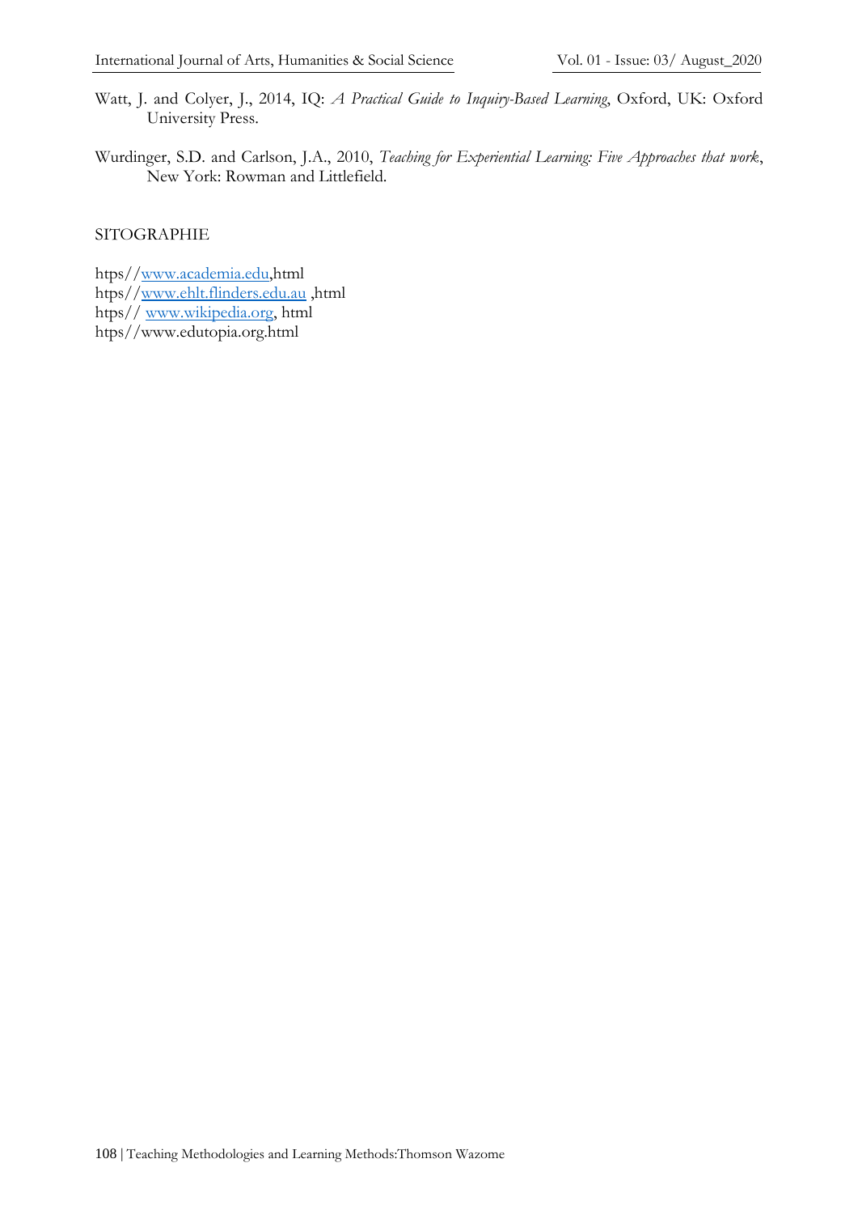Watt, J. and Colyer, J., 2014, IQ: *A Practical Guide to Inquiry-Based Learning*, Oxford, UK: Oxford University Press.

Wurdinger, S.D. and Carlson, J.A., 2010, *Teaching for Experiential Learning: Five Approaches that work*, New York: Rowman and Littlefield.

SITOGRAPHIE

htps//www.academia.edu,html
htps//www.ehlt.flinders.edu.au ,html
htps// www.wikipedia.org, html
htps//www.edutopia.org.html